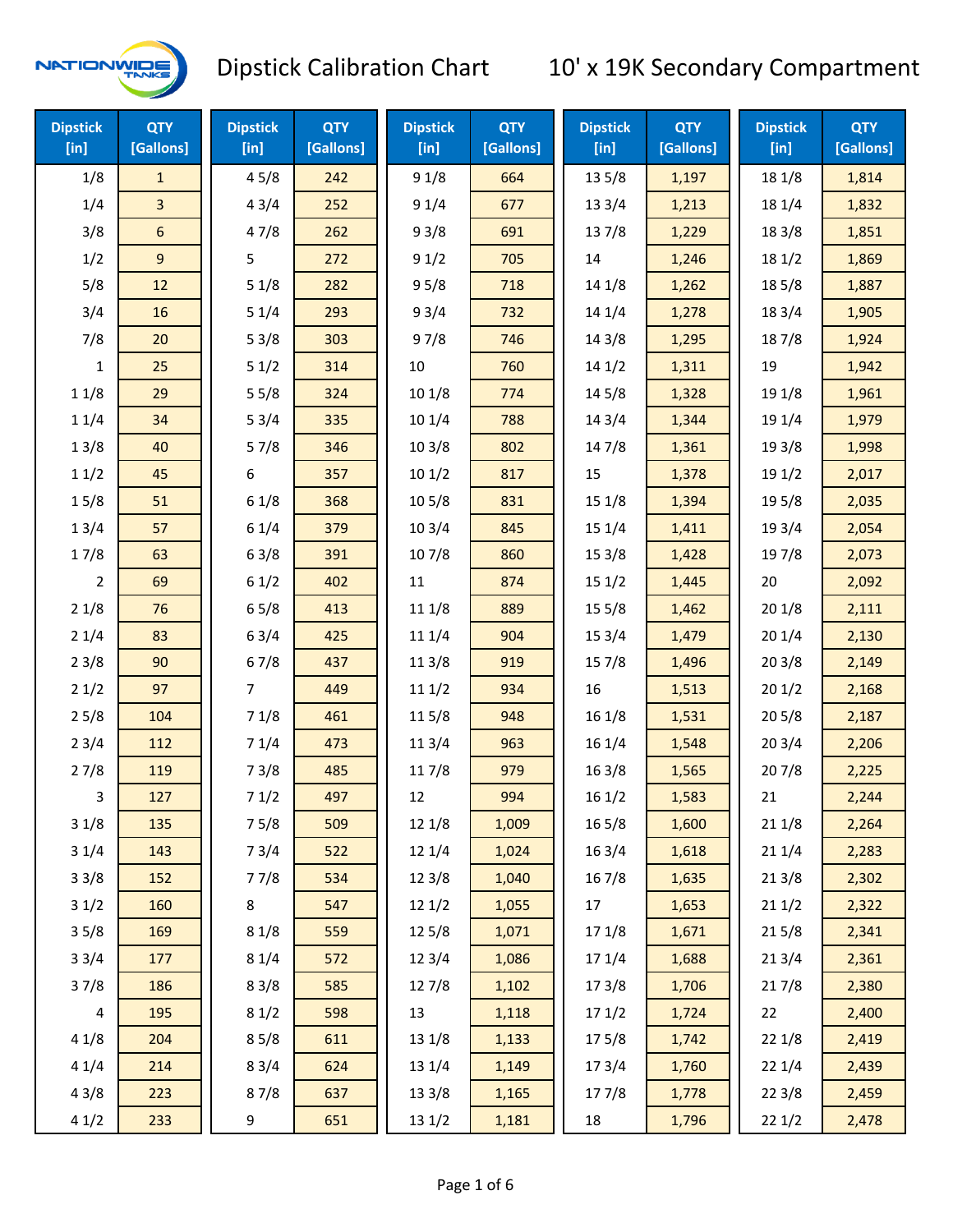# Dipstick Calibration Chart — 10' x 19K Secondary Compartment

NATIONWIDE TANKS

| Dipstick [in] | QTY [Gallons] | Dipstick [in] | QTY [Gallons] | Dipstick [in] | QTY [Gallons] | Dipstick [in] | QTY [Gallons] | Dipstick [in] | QTY [Gallons] |
|---|---|---|---|---|---|---|---|---|---|
| 1/8 | 1 | 4 5/8 | 242 | 9 1/8 | 664 | 13 5/8 | 1,197 | 18 1/8 | 1,814 |
| 1/4 | 3 | 4 3/4 | 252 | 9 1/4 | 677 | 13 3/4 | 1,213 | 18 1/4 | 1,832 |
| 3/8 | 6 | 4 7/8 | 262 | 9 3/8 | 691 | 13 7/8 | 1,229 | 18 3/8 | 1,851 |
| 1/2 | 9 | 5 | 272 | 9 1/2 | 705 | 14 | 1,246 | 18 1/2 | 1,869 |
| 5/8 | 12 | 5 1/8 | 282 | 9 5/8 | 718 | 14 1/8 | 1,262 | 18 5/8 | 1,887 |
| 3/4 | 16 | 5 1/4 | 293 | 9 3/4 | 732 | 14 1/4 | 1,278 | 18 3/4 | 1,905 |
| 7/8 | 20 | 5 3/8 | 303 | 9 7/8 | 746 | 14 3/8 | 1,295 | 18 7/8 | 1,924 |
| 1 | 25 | 5 1/2 | 314 | 10 | 760 | 14 1/2 | 1,311 | 19 | 1,942 |
| 1 1/8 | 29 | 5 5/8 | 324 | 10 1/8 | 774 | 14 5/8 | 1,328 | 19 1/8 | 1,961 |
| 1 1/4 | 34 | 5 3/4 | 335 | 10 1/4 | 788 | 14 3/4 | 1,344 | 19 1/4 | 1,979 |
| 1 3/8 | 40 | 5 7/8 | 346 | 10 3/8 | 802 | 14 7/8 | 1,361 | 19 3/8 | 1,998 |
| 1 1/2 | 45 | 6 | 357 | 10 1/2 | 817 | 15 | 1,378 | 19 1/2 | 2,017 |
| 1 5/8 | 51 | 6 1/8 | 368 | 10 5/8 | 831 | 15 1/8 | 1,394 | 19 5/8 | 2,035 |
| 1 3/4 | 57 | 6 1/4 | 379 | 10 3/4 | 845 | 15 1/4 | 1,411 | 19 3/4 | 2,054 |
| 1 7/8 | 63 | 6 3/8 | 391 | 10 7/8 | 860 | 15 3/8 | 1,428 | 19 7/8 | 2,073 |
| 2 | 69 | 6 1/2 | 402 | 11 | 874 | 15 1/2 | 1,445 | 20 | 2,092 |
| 2 1/8 | 76 | 6 5/8 | 413 | 11 1/8 | 889 | 15 5/8 | 1,462 | 20 1/8 | 2,111 |
| 2 1/4 | 83 | 6 3/4 | 425 | 11 1/4 | 904 | 15 3/4 | 1,479 | 20 1/4 | 2,130 |
| 2 3/8 | 90 | 6 7/8 | 437 | 11 3/8 | 919 | 15 7/8 | 1,496 | 20 3/8 | 2,149 |
| 2 1/2 | 97 | 7 | 449 | 11 1/2 | 934 | 16 | 1,513 | 20 1/2 | 2,168 |
| 2 5/8 | 104 | 7 1/8 | 461 | 11 5/8 | 948 | 16 1/8 | 1,531 | 20 5/8 | 2,187 |
| 2 3/4 | 112 | 7 1/4 | 473 | 11 3/4 | 963 | 16 1/4 | 1,548 | 20 3/4 | 2,206 |
| 2 7/8 | 119 | 7 3/8 | 485 | 11 7/8 | 979 | 16 3/8 | 1,565 | 20 7/8 | 2,225 |
| 3 | 127 | 7 1/2 | 497 | 12 | 994 | 16 1/2 | 1,583 | 21 | 2,244 |
| 3 1/8 | 135 | 7 5/8 | 509 | 12 1/8 | 1,009 | 16 5/8 | 1,600 | 21 1/8 | 2,264 |
| 3 1/4 | 143 | 7 3/4 | 522 | 12 1/4 | 1,024 | 16 3/4 | 1,618 | 21 1/4 | 2,283 |
| 3 3/8 | 152 | 7 7/8 | 534 | 12 3/8 | 1,040 | 16 7/8 | 1,635 | 21 3/8 | 2,302 |
| 3 1/2 | 160 | 8 | 547 | 12 1/2 | 1,055 | 17 | 1,653 | 21 1/2 | 2,322 |
| 3 5/8 | 169 | 8 1/8 | 559 | 12 5/8 | 1,071 | 17 1/8 | 1,671 | 21 5/8 | 2,341 |
| 3 3/4 | 177 | 8 1/4 | 572 | 12 3/4 | 1,086 | 17 1/4 | 1,688 | 21 3/4 | 2,361 |
| 3 7/8 | 186 | 8 3/8 | 585 | 12 7/8 | 1,102 | 17 3/8 | 1,706 | 21 7/8 | 2,380 |
| 4 | 195 | 8 1/2 | 598 | 13 | 1,118 | 17 1/2 | 1,724 | 22 | 2,400 |
| 4 1/8 | 204 | 8 5/8 | 611 | 13 1/8 | 1,133 | 17 5/8 | 1,742 | 22 1/8 | 2,419 |
| 4 1/4 | 214 | 8 3/4 | 624 | 13 1/4 | 1,149 | 17 3/4 | 1,760 | 22 1/4 | 2,439 |
| 4 3/8 | 223 | 8 7/8 | 637 | 13 3/8 | 1,165 | 17 7/8 | 1,778 | 22 3/8 | 2,459 |
| 4 1/2 | 233 | 9 | 651 | 13 1/2 | 1,181 | 18 | 1,796 | 22 1/2 | 2,478 |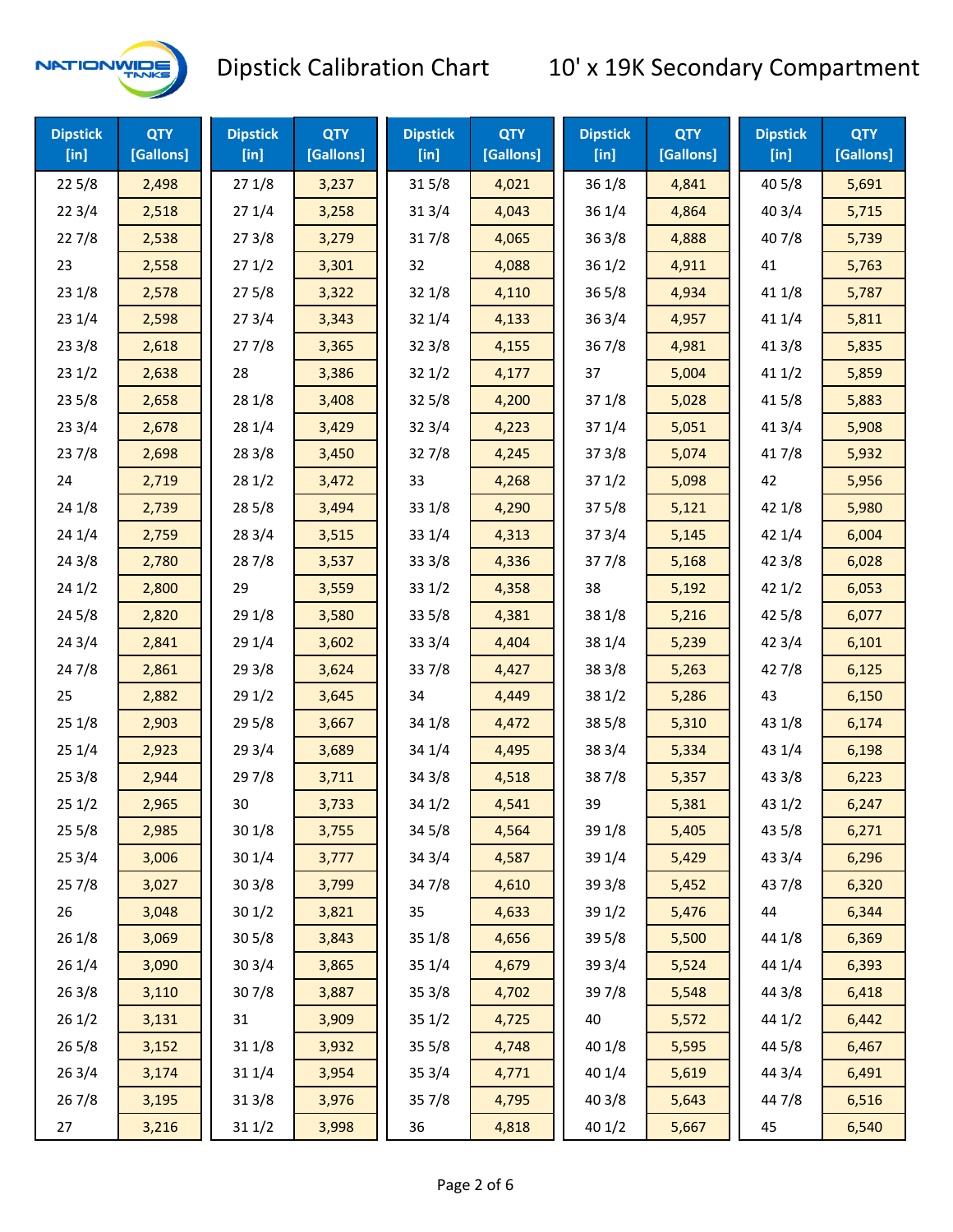# Dipstick Calibration Chart

## 10' x 19K Secondary Compartment

| Dipstick [in] | QTY [Gallons] | Dipstick [in] | QTY [Gallons] | Dipstick [in] | QTY [Gallons] | Dipstick [in] | QTY [Gallons] | Dipstick [in] | QTY [Gallons] |
|---|---|---|---|---|---|---|---|---|---|
| 22 5/8 | 2,498 | 27 1/8 | 3,237 | 31 5/8 | 4,021 | 36 1/8 | 4,841 | 40 5/8 | 5,691 |
| 22 3/4 | 2,518 | 27 1/4 | 3,258 | 31 3/4 | 4,043 | 36 1/4 | 4,864 | 40 3/4 | 5,715 |
| 22 7/8 | 2,538 | 27 3/8 | 3,279 | 31 7/8 | 4,065 | 36 3/8 | 4,888 | 40 7/8 | 5,739 |
| 23 | 2,558 | 27 1/2 | 3,301 | 32 | 4,088 | 36 1/2 | 4,911 | 41 | 5,763 |
| 23 1/8 | 2,578 | 27 5/8 | 3,322 | 32 1/8 | 4,110 | 36 5/8 | 4,934 | 41 1/8 | 5,787 |
| 23 1/4 | 2,598 | 27 3/4 | 3,343 | 32 1/4 | 4,133 | 36 3/4 | 4,957 | 41 1/4 | 5,811 |
| 23 3/8 | 2,618 | 27 7/8 | 3,365 | 32 3/8 | 4,155 | 36 7/8 | 4,981 | 41 3/8 | 5,835 |
| 23 1/2 | 2,638 | 28 | 3,386 | 32 1/2 | 4,177 | 37 | 5,004 | 41 1/2 | 5,859 |
| 23 5/8 | 2,658 | 28 1/8 | 3,408 | 32 5/8 | 4,200 | 37 1/8 | 5,028 | 41 5/8 | 5,883 |
| 23 3/4 | 2,678 | 28 1/4 | 3,429 | 32 3/4 | 4,223 | 37 1/4 | 5,051 | 41 3/4 | 5,908 |
| 23 7/8 | 2,698 | 28 3/8 | 3,450 | 32 7/8 | 4,245 | 37 3/8 | 5,074 | 41 7/8 | 5,932 |
| 24 | 2,719 | 28 1/2 | 3,472 | 33 | 4,268 | 37 1/2 | 5,098 | 42 | 5,956 |
| 24 1/8 | 2,739 | 28 5/8 | 3,494 | 33 1/8 | 4,290 | 37 5/8 | 5,121 | 42 1/8 | 5,980 |
| 24 1/4 | 2,759 | 28 3/4 | 3,515 | 33 1/4 | 4,313 | 37 3/4 | 5,145 | 42 1/4 | 6,004 |
| 24 3/8 | 2,780 | 28 7/8 | 3,537 | 33 3/8 | 4,336 | 37 7/8 | 5,168 | 42 3/8 | 6,028 |
| 24 1/2 | 2,800 | 29 | 3,559 | 33 1/2 | 4,358 | 38 | 5,192 | 42 1/2 | 6,053 |
| 24 5/8 | 2,820 | 29 1/8 | 3,580 | 33 5/8 | 4,381 | 38 1/8 | 5,216 | 42 5/8 | 6,077 |
| 24 3/4 | 2,841 | 29 1/4 | 3,602 | 33 3/4 | 4,404 | 38 1/4 | 5,239 | 42 3/4 | 6,101 |
| 24 7/8 | 2,861 | 29 3/8 | 3,624 | 33 7/8 | 4,427 | 38 3/8 | 5,263 | 42 7/8 | 6,125 |
| 25 | 2,882 | 29 1/2 | 3,645 | 34 | 4,449 | 38 1/2 | 5,286 | 43 | 6,150 |
| 25 1/8 | 2,903 | 29 5/8 | 3,667 | 34 1/8 | 4,472 | 38 5/8 | 5,310 | 43 1/8 | 6,174 |
| 25 1/4 | 2,923 | 29 3/4 | 3,689 | 34 1/4 | 4,495 | 38 3/4 | 5,334 | 43 1/4 | 6,198 |
| 25 3/8 | 2,944 | 29 7/8 | 3,711 | 34 3/8 | 4,518 | 38 7/8 | 5,357 | 43 3/8 | 6,223 |
| 25 1/2 | 2,965 | 30 | 3,733 | 34 1/2 | 4,541 | 39 | 5,381 | 43 1/2 | 6,247 |
| 25 5/8 | 2,985 | 30 1/8 | 3,755 | 34 5/8 | 4,564 | 39 1/8 | 5,405 | 43 5/8 | 6,271 |
| 25 3/4 | 3,006 | 30 1/4 | 3,777 | 34 3/4 | 4,587 | 39 1/4 | 5,429 | 43 3/4 | 6,296 |
| 25 7/8 | 3,027 | 30 3/8 | 3,799 | 34 7/8 | 4,610 | 39 3/8 | 5,452 | 43 7/8 | 6,320 |
| 26 | 3,048 | 30 1/2 | 3,821 | 35 | 4,633 | 39 1/2 | 5,476 | 44 | 6,344 |
| 26 1/8 | 3,069 | 30 5/8 | 3,843 | 35 1/8 | 4,656 | 39 5/8 | 5,500 | 44 1/8 | 6,369 |
| 26 1/4 | 3,090 | 30 3/4 | 3,865 | 35 1/4 | 4,679 | 39 3/4 | 5,524 | 44 1/4 | 6,393 |
| 26 3/8 | 3,110 | 30 7/8 | 3,887 | 35 3/8 | 4,702 | 39 7/8 | 5,548 | 44 3/8 | 6,418 |
| 26 1/2 | 3,131 | 31 | 3,909 | 35 1/2 | 4,725 | 40 | 5,572 | 44 1/2 | 6,442 |
| 26 5/8 | 3,152 | 31 1/8 | 3,932 | 35 5/8 | 4,748 | 40 1/8 | 5,595 | 44 5/8 | 6,467 |
| 26 3/4 | 3,174 | 31 1/4 | 3,954 | 35 3/4 | 4,771 | 40 1/4 | 5,619 | 44 3/4 | 6,491 |
| 26 7/8 | 3,195 | 31 3/8 | 3,976 | 35 7/8 | 4,795 | 40 3/8 | 5,643 | 44 7/8 | 6,516 |
| 27 | 3,216 | 31 1/2 | 3,998 | 36 | 4,818 | 40 1/2 | 5,667 | 45 | 6,540 |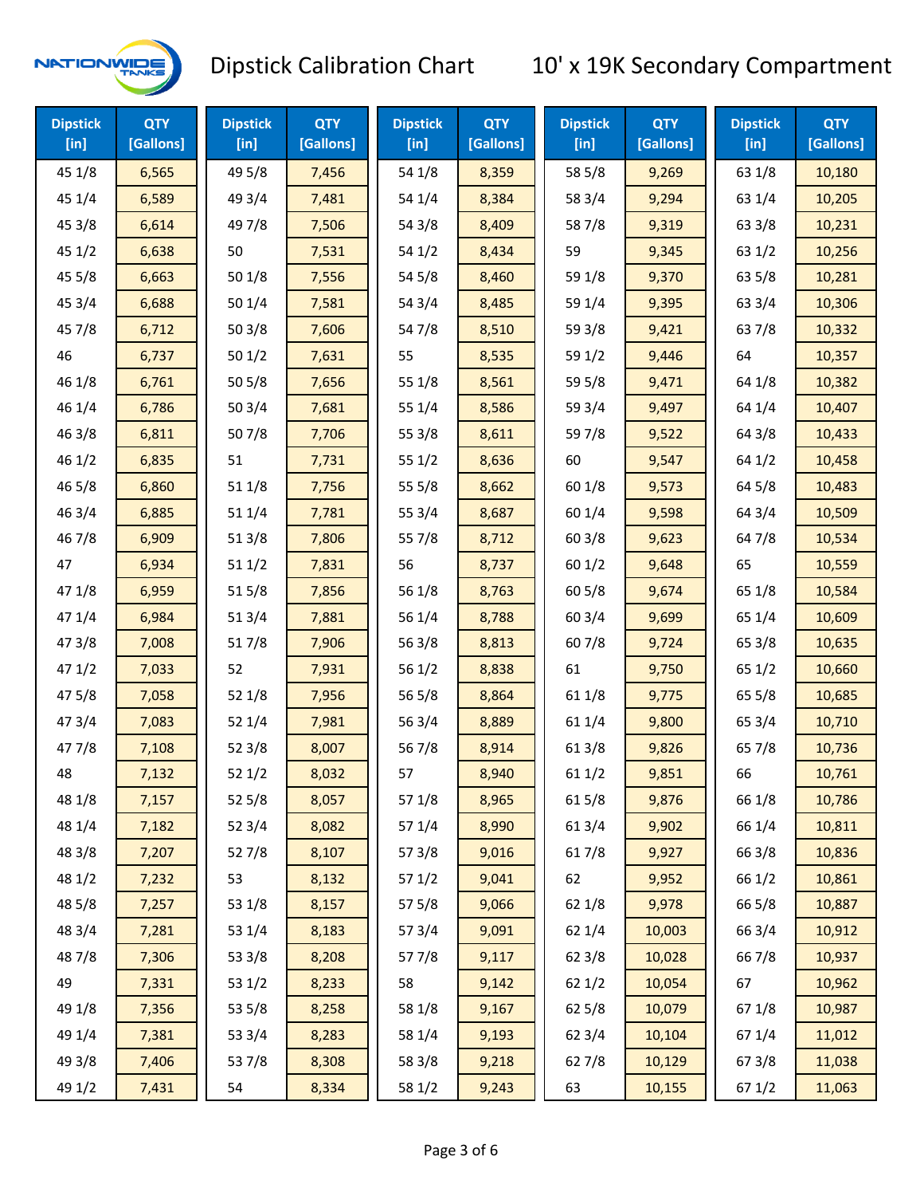# Dipstick Calibration Chart

## 10' x 19K Secondary Compartment

| Dipstick [in] | QTY [Gallons] | Dipstick [in] | QTY [Gallons] | Dipstick [in] | QTY [Gallons] | Dipstick [in] | QTY [Gallons] | Dipstick [in] | QTY [Gallons] |
|---|---|---|---|---|---|---|---|---|---|
| 45 1/8 | 6,565 | 49 5/8 | 7,456 | 54 1/8 | 8,359 | 58 5/8 | 9,269 | 63 1/8 | 10,180 |
| 45 1/4 | 6,589 | 49 3/4 | 7,481 | 54 1/4 | 8,384 | 58 3/4 | 9,294 | 63 1/4 | 10,205 |
| 45 3/8 | 6,614 | 49 7/8 | 7,506 | 54 3/8 | 8,409 | 58 7/8 | 9,319 | 63 3/8 | 10,231 |
| 45 1/2 | 6,638 | 50 | 7,531 | 54 1/2 | 8,434 | 59 | 9,345 | 63 1/2 | 10,256 |
| 45 5/8 | 6,663 | 50 1/8 | 7,556 | 54 5/8 | 8,460 | 59 1/8 | 9,370 | 63 5/8 | 10,281 |
| 45 3/4 | 6,688 | 50 1/4 | 7,581 | 54 3/4 | 8,485 | 59 1/4 | 9,395 | 63 3/4 | 10,306 |
| 45 7/8 | 6,712 | 50 3/8 | 7,606 | 54 7/8 | 8,510 | 59 3/8 | 9,421 | 63 7/8 | 10,332 |
| 46 | 6,737 | 50 1/2 | 7,631 | 55 | 8,535 | 59 1/2 | 9,446 | 64 | 10,357 |
| 46 1/8 | 6,761 | 50 5/8 | 7,656 | 55 1/8 | 8,561 | 59 5/8 | 9,471 | 64 1/8 | 10,382 |
| 46 1/4 | 6,786 | 50 3/4 | 7,681 | 55 1/4 | 8,586 | 59 3/4 | 9,497 | 64 1/4 | 10,407 |
| 46 3/8 | 6,811 | 50 7/8 | 7,706 | 55 3/8 | 8,611 | 59 7/8 | 9,522 | 64 3/8 | 10,433 |
| 46 1/2 | 6,835 | 51 | 7,731 | 55 1/2 | 8,636 | 60 | 9,547 | 64 1/2 | 10,458 |
| 46 5/8 | 6,860 | 51 1/8 | 7,756 | 55 5/8 | 8,662 | 60 1/8 | 9,573 | 64 5/8 | 10,483 |
| 46 3/4 | 6,885 | 51 1/4 | 7,781 | 55 3/4 | 8,687 | 60 1/4 | 9,598 | 64 3/4 | 10,509 |
| 46 7/8 | 6,909 | 51 3/8 | 7,806 | 55 7/8 | 8,712 | 60 3/8 | 9,623 | 64 7/8 | 10,534 |
| 47 | 6,934 | 51 1/2 | 7,831 | 56 | 8,737 | 60 1/2 | 9,648 | 65 | 10,559 |
| 47 1/8 | 6,959 | 51 5/8 | 7,856 | 56 1/8 | 8,763 | 60 5/8 | 9,674 | 65 1/8 | 10,584 |
| 47 1/4 | 6,984 | 51 3/4 | 7,881 | 56 1/4 | 8,788 | 60 3/4 | 9,699 | 65 1/4 | 10,609 |
| 47 3/8 | 7,008 | 51 7/8 | 7,906 | 56 3/8 | 8,813 | 60 7/8 | 9,724 | 65 3/8 | 10,635 |
| 47 1/2 | 7,033 | 52 | 7,931 | 56 1/2 | 8,838 | 61 | 9,750 | 65 1/2 | 10,660 |
| 47 5/8 | 7,058 | 52 1/8 | 7,956 | 56 5/8 | 8,864 | 61 1/8 | 9,775 | 65 5/8 | 10,685 |
| 47 3/4 | 7,083 | 52 1/4 | 7,981 | 56 3/4 | 8,889 | 61 1/4 | 9,800 | 65 3/4 | 10,710 |
| 47 7/8 | 7,108 | 52 3/8 | 8,007 | 56 7/8 | 8,914 | 61 3/8 | 9,826 | 65 7/8 | 10,736 |
| 48 | 7,132 | 52 1/2 | 8,032 | 57 | 8,940 | 61 1/2 | 9,851 | 66 | 10,761 |
| 48 1/8 | 7,157 | 52 5/8 | 8,057 | 57 1/8 | 8,965 | 61 5/8 | 9,876 | 66 1/8 | 10,786 |
| 48 1/4 | 7,182 | 52 3/4 | 8,082 | 57 1/4 | 8,990 | 61 3/4 | 9,902 | 66 1/4 | 10,811 |
| 48 3/8 | 7,207 | 52 7/8 | 8,107 | 57 3/8 | 9,016 | 61 7/8 | 9,927 | 66 3/8 | 10,836 |
| 48 1/2 | 7,232 | 53 | 8,132 | 57 1/2 | 9,041 | 62 | 9,952 | 66 1/2 | 10,861 |
| 48 5/8 | 7,257 | 53 1/8 | 8,157 | 57 5/8 | 9,066 | 62 1/8 | 9,978 | 66 5/8 | 10,887 |
| 48 3/4 | 7,281 | 53 1/4 | 8,183 | 57 3/4 | 9,091 | 62 1/4 | 10,003 | 66 3/4 | 10,912 |
| 48 7/8 | 7,306 | 53 3/8 | 8,208 | 57 7/8 | 9,117 | 62 3/8 | 10,028 | 66 7/8 | 10,937 |
| 49 | 7,331 | 53 1/2 | 8,233 | 58 | 9,142 | 62 1/2 | 10,054 | 67 | 10,962 |
| 49 1/8 | 7,356 | 53 5/8 | 8,258 | 58 1/8 | 9,167 | 62 5/8 | 10,079 | 67 1/8 | 10,987 |
| 49 1/4 | 7,381 | 53 3/4 | 8,283 | 58 1/4 | 9,193 | 62 3/4 | 10,104 | 67 1/4 | 11,012 |
| 49 3/8 | 7,406 | 53 7/8 | 8,308 | 58 3/8 | 9,218 | 62 7/8 | 10,129 | 67 3/8 | 11,038 |
| 49 1/2 | 7,431 | 54 | 8,334 | 58 1/2 | 9,243 | 63 | 10,155 | 67 1/2 | 11,063 |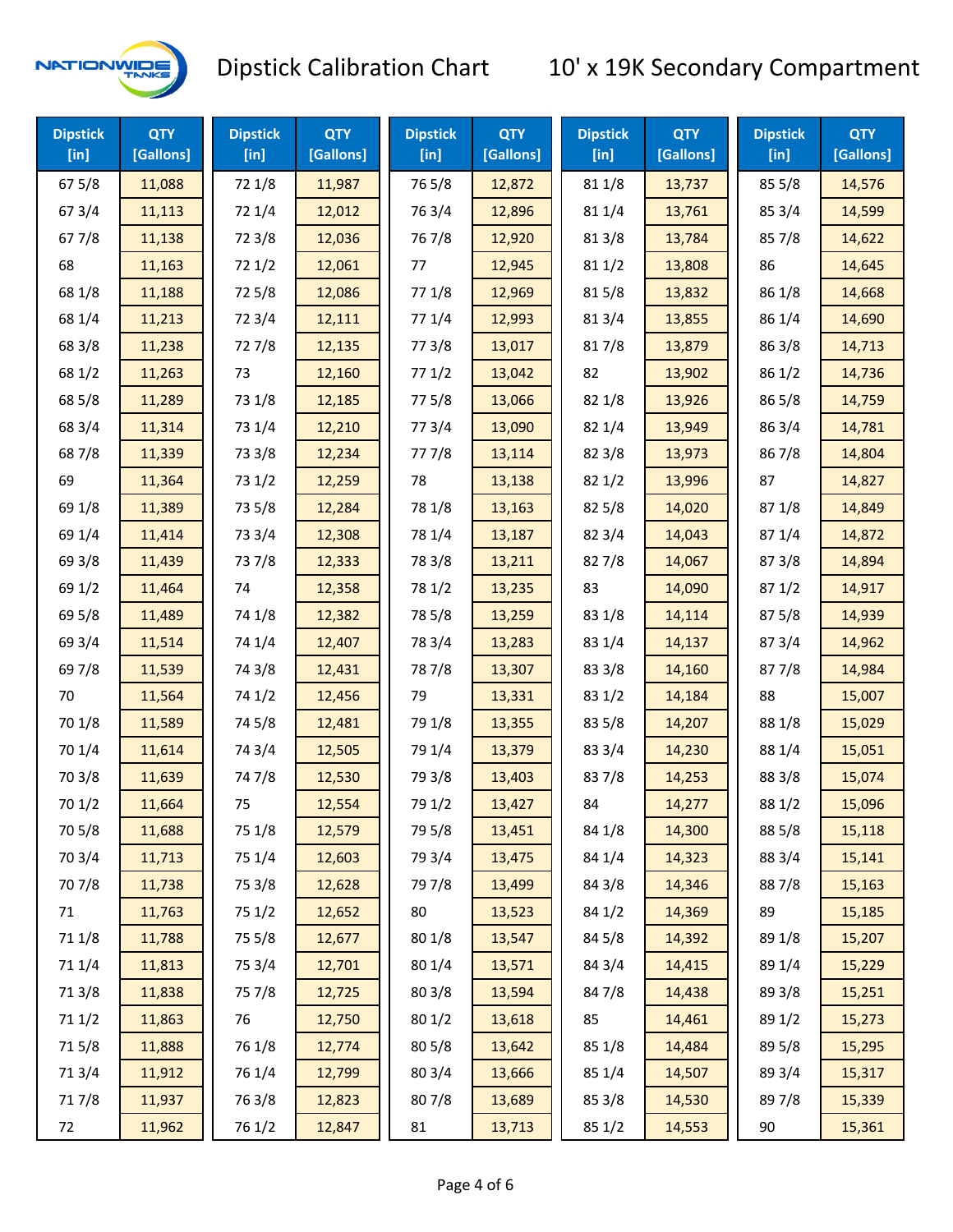# Dipstick Calibration Chart

## 10' x 19K Secondary Compartment

| Dipstick [in] | QTY [Gallons] | Dipstick [in] | QTY [Gallons] | Dipstick [in] | QTY [Gallons] | Dipstick [in] | QTY [Gallons] | Dipstick [in] | QTY [Gallons] |
|---|---|---|---|---|---|---|---|---|---|
| 67 5/8 | 11,088 | 72 1/8 | 11,987 | 76 5/8 | 12,872 | 81 1/8 | 13,737 | 85 5/8 | 14,576 |
| 67 3/4 | 11,113 | 72 1/4 | 12,012 | 76 3/4 | 12,896 | 81 1/4 | 13,761 | 85 3/4 | 14,599 |
| 67 7/8 | 11,138 | 72 3/8 | 12,036 | 76 7/8 | 12,920 | 81 3/8 | 13,784 | 85 7/8 | 14,622 |
| 68 | 11,163 | 72 1/2 | 12,061 | 77 | 12,945 | 81 1/2 | 13,808 | 86 | 14,645 |
| 68 1/8 | 11,188 | 72 5/8 | 12,086 | 77 1/8 | 12,969 | 81 5/8 | 13,832 | 86 1/8 | 14,668 |
| 68 1/4 | 11,213 | 72 3/4 | 12,111 | 77 1/4 | 12,993 | 81 3/4 | 13,855 | 86 1/4 | 14,690 |
| 68 3/8 | 11,238 | 72 7/8 | 12,135 | 77 3/8 | 13,017 | 81 7/8 | 13,879 | 86 3/8 | 14,713 |
| 68 1/2 | 11,263 | 73 | 12,160 | 77 1/2 | 13,042 | 82 | 13,902 | 86 1/2 | 14,736 |
| 68 5/8 | 11,289 | 73 1/8 | 12,185 | 77 5/8 | 13,066 | 82 1/8 | 13,926 | 86 5/8 | 14,759 |
| 68 3/4 | 11,314 | 73 1/4 | 12,210 | 77 3/4 | 13,090 | 82 1/4 | 13,949 | 86 3/4 | 14,781 |
| 68 7/8 | 11,339 | 73 3/8 | 12,234 | 77 7/8 | 13,114 | 82 3/8 | 13,973 | 86 7/8 | 14,804 |
| 69 | 11,364 | 73 1/2 | 12,259 | 78 | 13,138 | 82 1/2 | 13,996 | 87 | 14,827 |
| 69 1/8 | 11,389 | 73 5/8 | 12,284 | 78 1/8 | 13,163 | 82 5/8 | 14,020 | 87 1/8 | 14,849 |
| 69 1/4 | 11,414 | 73 3/4 | 12,308 | 78 1/4 | 13,187 | 82 3/4 | 14,043 | 87 1/4 | 14,872 |
| 69 3/8 | 11,439 | 73 7/8 | 12,333 | 78 3/8 | 13,211 | 82 7/8 | 14,067 | 87 3/8 | 14,894 |
| 69 1/2 | 11,464 | 74 | 12,358 | 78 1/2 | 13,235 | 83 | 14,090 | 87 1/2 | 14,917 |
| 69 5/8 | 11,489 | 74 1/8 | 12,382 | 78 5/8 | 13,259 | 83 1/8 | 14,114 | 87 5/8 | 14,939 |
| 69 3/4 | 11,514 | 74 1/4 | 12,407 | 78 3/4 | 13,283 | 83 1/4 | 14,137 | 87 3/4 | 14,962 |
| 69 7/8 | 11,539 | 74 3/8 | 12,431 | 78 7/8 | 13,307 | 83 3/8 | 14,160 | 87 7/8 | 14,984 |
| 70 | 11,564 | 74 1/2 | 12,456 | 79 | 13,331 | 83 1/2 | 14,184 | 88 | 15,007 |
| 70 1/8 | 11,589 | 74 5/8 | 12,481 | 79 1/8 | 13,355 | 83 5/8 | 14,207 | 88 1/8 | 15,029 |
| 70 1/4 | 11,614 | 74 3/4 | 12,505 | 79 1/4 | 13,379 | 83 3/4 | 14,230 | 88 1/4 | 15,051 |
| 70 3/8 | 11,639 | 74 7/8 | 12,530 | 79 3/8 | 13,403 | 83 7/8 | 14,253 | 88 3/8 | 15,074 |
| 70 1/2 | 11,664 | 75 | 12,554 | 79 1/2 | 13,427 | 84 | 14,277 | 88 1/2 | 15,096 |
| 70 5/8 | 11,688 | 75 1/8 | 12,579 | 79 5/8 | 13,451 | 84 1/8 | 14,300 | 88 5/8 | 15,118 |
| 70 3/4 | 11,713 | 75 1/4 | 12,603 | 79 3/4 | 13,475 | 84 1/4 | 14,323 | 88 3/4 | 15,141 |
| 70 7/8 | 11,738 | 75 3/8 | 12,628 | 79 7/8 | 13,499 | 84 3/8 | 14,346 | 88 7/8 | 15,163 |
| 71 | 11,763 | 75 1/2 | 12,652 | 80 | 13,523 | 84 1/2 | 14,369 | 89 | 15,185 |
| 71 1/8 | 11,788 | 75 5/8 | 12,677 | 80 1/8 | 13,547 | 84 5/8 | 14,392 | 89 1/8 | 15,207 |
| 71 1/4 | 11,813 | 75 3/4 | 12,701 | 80 1/4 | 13,571 | 84 3/4 | 14,415 | 89 1/4 | 15,229 |
| 71 3/8 | 11,838 | 75 7/8 | 12,725 | 80 3/8 | 13,594 | 84 7/8 | 14,438 | 89 3/8 | 15,251 |
| 71 1/2 | 11,863 | 76 | 12,750 | 80 1/2 | 13,618 | 85 | 14,461 | 89 1/2 | 15,273 |
| 71 5/8 | 11,888 | 76 1/8 | 12,774 | 80 5/8 | 13,642 | 85 1/8 | 14,484 | 89 5/8 | 15,295 |
| 71 3/4 | 11,912 | 76 1/4 | 12,799 | 80 3/4 | 13,666 | 85 1/4 | 14,507 | 89 3/4 | 15,317 |
| 71 7/8 | 11,937 | 76 3/8 | 12,823 | 80 7/8 | 13,689 | 85 3/8 | 14,530 | 89 7/8 | 15,339 |
| 72 | 11,962 | 76 1/2 | 12,847 | 81 | 13,713 | 85 1/2 | 14,553 | 90 | 15,361 |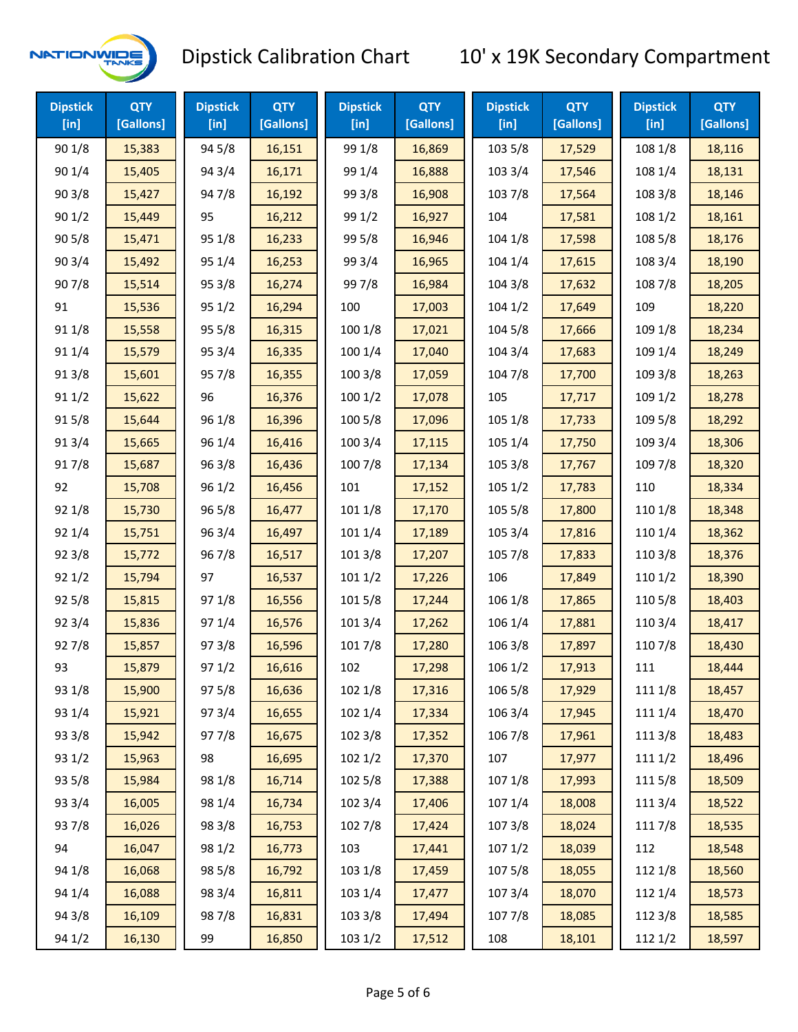# Dipstick Calibration Chart

## 10' x 19K Secondary Compartment

| Dipstick [in] | QTY [Gallons] | Dipstick [in] | QTY [Gallons] | Dipstick [in] | QTY [Gallons] | Dipstick [in] | QTY [Gallons] | Dipstick [in] | QTY [Gallons] |
|---|---|---|---|---|---|---|---|---|---|
| 90 1/8 | 15,383 | 94 5/8 | 16,151 | 99 1/8 | 16,869 | 103 5/8 | 17,529 | 108 1/8 | 18,116 |
| 90 1/4 | 15,405 | 94 3/4 | 16,171 | 99 1/4 | 16,888 | 103 3/4 | 17,546 | 108 1/4 | 18,131 |
| 90 3/8 | 15,427 | 94 7/8 | 16,192 | 99 3/8 | 16,908 | 103 7/8 | 17,564 | 108 3/8 | 18,146 |
| 90 1/2 | 15,449 | 95 | 16,212 | 99 1/2 | 16,927 | 104 | 17,581 | 108 1/2 | 18,161 |
| 90 5/8 | 15,471 | 95 1/8 | 16,233 | 99 5/8 | 16,946 | 104 1/8 | 17,598 | 108 5/8 | 18,176 |
| 90 3/4 | 15,492 | 95 1/4 | 16,253 | 99 3/4 | 16,965 | 104 1/4 | 17,615 | 108 3/4 | 18,190 |
| 90 7/8 | 15,514 | 95 3/8 | 16,274 | 99 7/8 | 16,984 | 104 3/8 | 17,632 | 108 7/8 | 18,205 |
| 91 | 15,536 | 95 1/2 | 16,294 | 100 | 17,003 | 104 1/2 | 17,649 | 109 | 18,220 |
| 91 1/8 | 15,558 | 95 5/8 | 16,315 | 100 1/8 | 17,021 | 104 5/8 | 17,666 | 109 1/8 | 18,234 |
| 91 1/4 | 15,579 | 95 3/4 | 16,335 | 100 1/4 | 17,040 | 104 3/4 | 17,683 | 109 1/4 | 18,249 |
| 91 3/8 | 15,601 | 95 7/8 | 16,355 | 100 3/8 | 17,059 | 104 7/8 | 17,700 | 109 3/8 | 18,263 |
| 91 1/2 | 15,622 | 96 | 16,376 | 100 1/2 | 17,078 | 105 | 17,717 | 109 1/2 | 18,278 |
| 91 5/8 | 15,644 | 96 1/8 | 16,396 | 100 5/8 | 17,096 | 105 1/8 | 17,733 | 109 5/8 | 18,292 |
| 91 3/4 | 15,665 | 96 1/4 | 16,416 | 100 3/4 | 17,115 | 105 1/4 | 17,750 | 109 3/4 | 18,306 |
| 91 7/8 | 15,687 | 96 3/8 | 16,436 | 100 7/8 | 17,134 | 105 3/8 | 17,767 | 109 7/8 | 18,320 |
| 92 | 15,708 | 96 1/2 | 16,456 | 101 | 17,152 | 105 1/2 | 17,783 | 110 | 18,334 |
| 92 1/8 | 15,730 | 96 5/8 | 16,477 | 101 1/8 | 17,170 | 105 5/8 | 17,800 | 110 1/8 | 18,348 |
| 92 1/4 | 15,751 | 96 3/4 | 16,497 | 101 1/4 | 17,189 | 105 3/4 | 17,816 | 110 1/4 | 18,362 |
| 92 3/8 | 15,772 | 96 7/8 | 16,517 | 101 3/8 | 17,207 | 105 7/8 | 17,833 | 110 3/8 | 18,376 |
| 92 1/2 | 15,794 | 97 | 16,537 | 101 1/2 | 17,226 | 106 | 17,849 | 110 1/2 | 18,390 |
| 92 5/8 | 15,815 | 97 1/8 | 16,556 | 101 5/8 | 17,244 | 106 1/8 | 17,865 | 110 5/8 | 18,403 |
| 92 3/4 | 15,836 | 97 1/4 | 16,576 | 101 3/4 | 17,262 | 106 1/4 | 17,881 | 110 3/4 | 18,417 |
| 92 7/8 | 15,857 | 97 3/8 | 16,596 | 101 7/8 | 17,280 | 106 3/8 | 17,897 | 110 7/8 | 18,430 |
| 93 | 15,879 | 97 1/2 | 16,616 | 102 | 17,298 | 106 1/2 | 17,913 | 111 | 18,444 |
| 93 1/8 | 15,900 | 97 5/8 | 16,636 | 102 1/8 | 17,316 | 106 5/8 | 17,929 | 111 1/8 | 18,457 |
| 93 1/4 | 15,921 | 97 3/4 | 16,655 | 102 1/4 | 17,334 | 106 3/4 | 17,945 | 111 1/4 | 18,470 |
| 93 3/8 | 15,942 | 97 7/8 | 16,675 | 102 3/8 | 17,352 | 106 7/8 | 17,961 | 111 3/8 | 18,483 |
| 93 1/2 | 15,963 | 98 | 16,695 | 102 1/2 | 17,370 | 107 | 17,977 | 111 1/2 | 18,496 |
| 93 5/8 | 15,984 | 98 1/8 | 16,714 | 102 5/8 | 17,388 | 107 1/8 | 17,993 | 111 5/8 | 18,509 |
| 93 3/4 | 16,005 | 98 1/4 | 16,734 | 102 3/4 | 17,406 | 107 1/4 | 18,008 | 111 3/4 | 18,522 |
| 93 7/8 | 16,026 | 98 3/8 | 16,753 | 102 7/8 | 17,424 | 107 3/8 | 18,024 | 111 7/8 | 18,535 |
| 94 | 16,047 | 98 1/2 | 16,773 | 103 | 17,441 | 107 1/2 | 18,039 | 112 | 18,548 |
| 94 1/8 | 16,068 | 98 5/8 | 16,792 | 103 1/8 | 17,459 | 107 5/8 | 18,055 | 112 1/8 | 18,560 |
| 94 1/4 | 16,088 | 98 3/4 | 16,811 | 103 1/4 | 17,477 | 107 3/4 | 18,070 | 112 1/4 | 18,573 |
| 94 3/8 | 16,109 | 98 7/8 | 16,831 | 103 3/8 | 17,494 | 107 7/8 | 18,085 | 112 3/8 | 18,585 |
| 94 1/2 | 16,130 | 99 | 16,850 | 103 1/2 | 17,512 | 108 | 18,101 | 112 1/2 | 18,597 |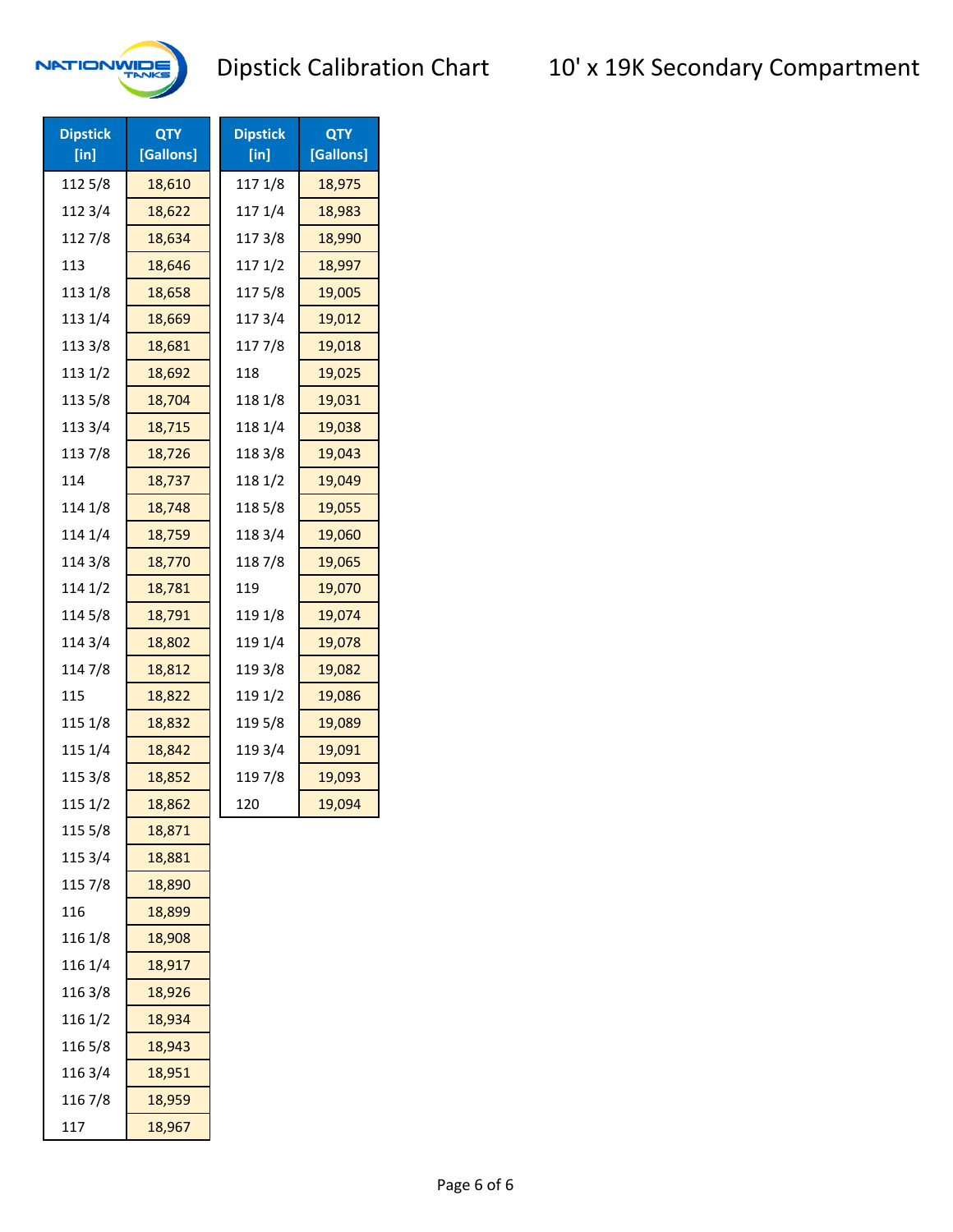# Dipstick Calibration Chart 10' x 19K Secondary Compartment

| Dipstick [in] | QTY [Gallons] |
|---|---|
| 112 5/8 | 18,610 |
| 112 3/4 | 18,622 |
| 112 7/8 | 18,634 |
| 113 | 18,646 |
| 113 1/8 | 18,658 |
| 113 1/4 | 18,669 |
| 113 3/8 | 18,681 |
| 113 1/2 | 18,692 |
| 113 5/8 | 18,704 |
| 113 3/4 | 18,715 |
| 113 7/8 | 18,726 |
| 114 | 18,737 |
| 114 1/8 | 18,748 |
| 114 1/4 | 18,759 |
| 114 3/8 | 18,770 |
| 114 1/2 | 18,781 |
| 114 5/8 | 18,791 |
| 114 3/4 | 18,802 |
| 114 7/8 | 18,812 |
| 115 | 18,822 |
| 115 1/8 | 18,832 |
| 115 1/4 | 18,842 |
| 115 3/8 | 18,852 |
| 115 1/2 | 18,862 |
| 115 5/8 | 18,871 |
| 115 3/4 | 18,881 |
| 115 7/8 | 18,890 |
| 116 | 18,899 |
| 116 1/8 | 18,908 |
| 116 1/4 | 18,917 |
| 116 3/8 | 18,926 |
| 116 1/2 | 18,934 |
| 116 5/8 | 18,943 |
| 116 3/4 | 18,951 |
| 116 7/8 | 18,959 |
| 117 | 18,967 |
| 117 1/8 | 18,975 |
| 117 1/4 | 18,983 |
| 117 3/8 | 18,990 |
| 117 1/2 | 18,997 |
| 117 5/8 | 19,005 |
| 117 3/4 | 19,012 |
| 117 7/8 | 19,018 |
| 118 | 19,025 |
| 118 1/8 | 19,031 |
| 118 1/4 | 19,038 |
| 118 3/8 | 19,043 |
| 118 1/2 | 19,049 |
| 118 5/8 | 19,055 |
| 118 3/4 | 19,060 |
| 118 7/8 | 19,065 |
| 119 | 19,070 |
| 119 1/8 | 19,074 |
| 119 1/4 | 19,078 |
| 119 3/8 | 19,082 |
| 119 1/2 | 19,086 |
| 119 5/8 | 19,089 |
| 119 3/4 | 19,091 |
| 119 7/8 | 19,093 |
| 120 | 19,094 |